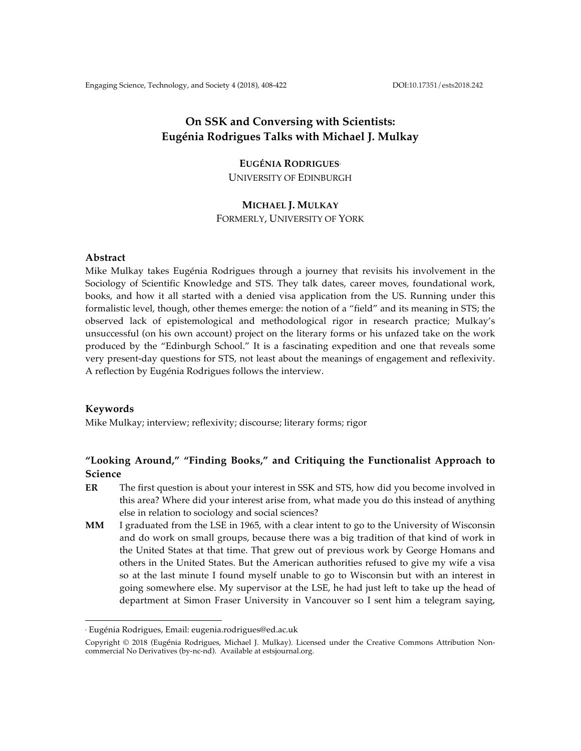# On SSK and Conversing with Scientists: Eugénia Rodrigues Talks with Michael J. Mulkay

**EUGÉNIA RODRIGUES**[1]
UNIVERSITY OF EDINBURGH

**MICHAEL J. MULKAY**
FORMERLY, UNIVERSITY OF YORK

### Abstract

Mike Mulkay takes Eugénia Rodrigues through a journey that revisits his involvement in the Sociology of Scientific Knowledge and STS. They talk dates, career moves, foundational work, books, and how it all started with a denied visa application from the US. Running under this formalistic level, though, other themes emerge: the notion of a "field" and its meaning in STS; the observed lack of epistemological and methodological rigor in research practice; Mulkay's unsuccessful (on his own account) project on the literary forms or his unfazed take on the work produced by the "Edinburgh School." It is a fascinating expedition and one that reveals some very present-day questions for STS, not least about the meanings of engagement and reflexivity. A reflection by Eugénia Rodrigues follows the interview.

### Keywords

Mike Mulkay; interview; reflexivity; discourse; literary forms; rigor

## "Looking Around," "Finding Books," and Critiquing the Functionalist Approach to Science

**ER** The first question is about your interest in SSK and STS, how did you become involved in this area? Where did your interest arise from, what made you do this instead of anything else in relation to sociology and social sciences?

**MM** I graduated from the LSE in 1965, with a clear intent to go to the University of Wisconsin and do work on small groups, because there was a big tradition of that kind of work in the United States at that time. That grew out of previous work by George Homans and others in the United States. But the American authorities refused to give my wife a visa so at the last minute I found myself unable to go to Wisconsin but with an interest in going somewhere else. My supervisor at the LSE, he had just left to take up the head of department at Simon Fraser University in Vancouver so I sent him a telegram saying,

---

[1] Eugénia Rodrigues, Email: eugenia.rodrigues@ed.ac.uk

Copyright © 2018 (Eugénia Rodrigues, Michael J. Mulkay). Licensed under the Creative Commons Attribution Non-commercial No Derivatives (by-nc-nd). Available at estsjournal.org.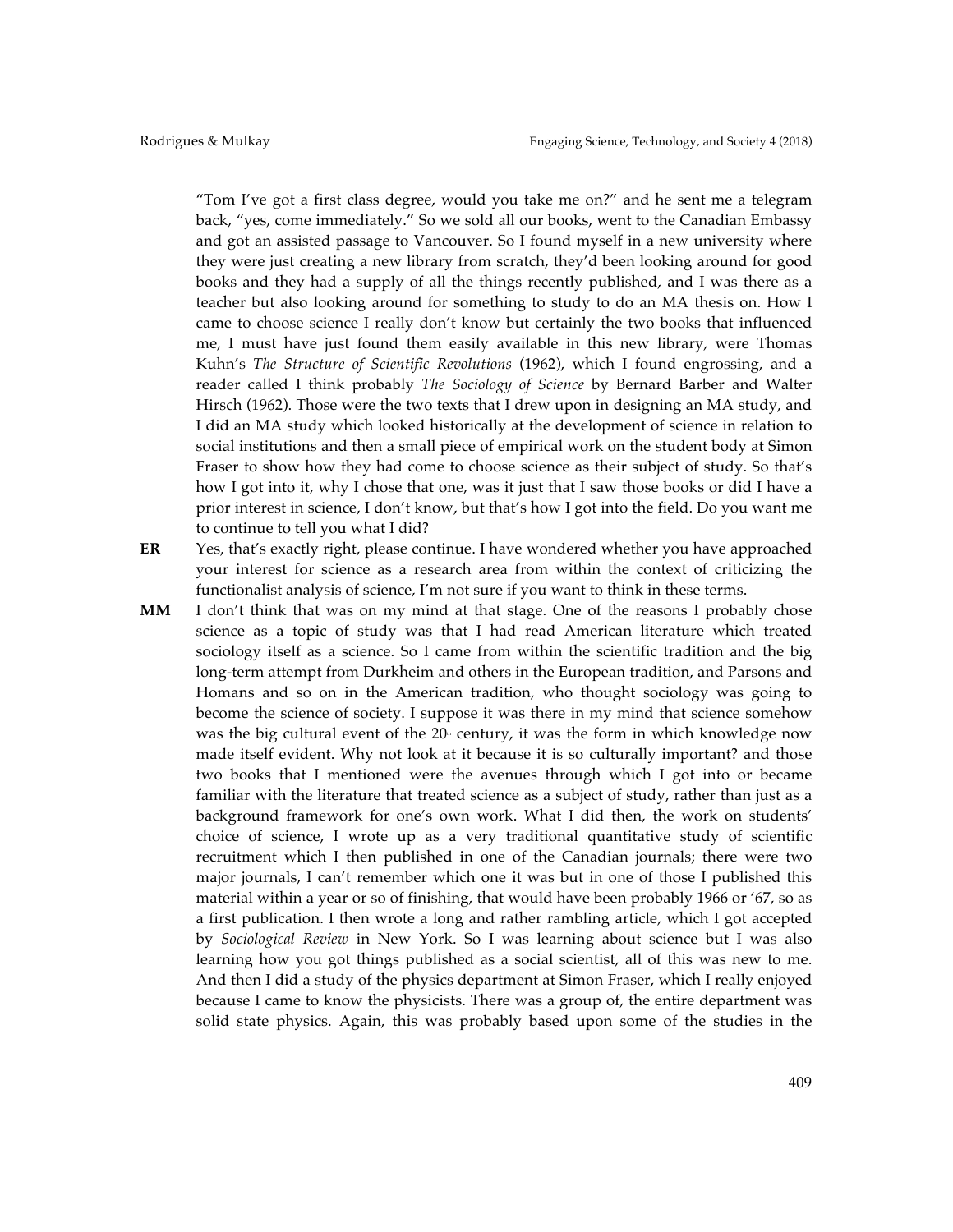"Tom I've got a first class degree, would you take me on?" and he sent me a telegram back, "yes, come immediately." So we sold all our books, went to the Canadian Embassy and got an assisted passage to Vancouver. So I found myself in a new university where they were just creating a new library from scratch, they'd been looking around for good books and they had a supply of all the things recently published, and I was there as a teacher but also looking around for something to study to do an MA thesis on. How I came to choose science I really don't know but certainly the two books that influenced me, I must have just found them easily available in this new library, were Thomas Kuhn's *The Structure of Scientific Revolutions* (1962), which I found engrossing, and a reader called I think probably *The Sociology of Science* by Bernard Barber and Walter Hirsch (1962). Those were the two texts that I drew upon in designing an MA study, and I did an MA study which looked historically at the development of science in relation to social institutions and then a small piece of empirical work on the student body at Simon Fraser to show how they had come to choose science as their subject of study. So that's how I got into it, why I chose that one, was it just that I saw those books or did I have a prior interest in science, I don't know, but that's how I got into the field. Do you want me to continue to tell you what I did?

**ER** Yes, that's exactly right, please continue. I have wondered whether you have approached your interest for science as a research area from within the context of criticizing the functionalist analysis of science, I'm not sure if you want to think in these terms.

**MM** I don't think that was on my mind at that stage. One of the reasons I probably chose science as a topic of study was that I had read American literature which treated sociology itself as a science. So I came from within the scientific tradition and the big long-term attempt from Durkheim and others in the European tradition, and Parsons and Homans and so on in the American tradition, who thought sociology was going to become the science of society. I suppose it was there in my mind that science somehow was the big cultural event of the 20th century, it was the form in which knowledge now made itself evident. Why not look at it because it is so culturally important? and those two books that I mentioned were the avenues through which I got into or became familiar with the literature that treated science as a subject of study, rather than just as a background framework for one's own work. What I did then, the work on students' choice of science, I wrote up as a very traditional quantitative study of scientific recruitment which I then published in one of the Canadian journals; there were two major journals, I can't remember which one it was but in one of those I published this material within a year or so of finishing, that would have been probably 1966 or '67, so as a first publication. I then wrote a long and rather rambling article, which I got accepted by *Sociological Review* in New York. So I was learning about science but I was also learning how you got things published as a social scientist, all of this was new to me. And then I did a study of the physics department at Simon Fraser, which I really enjoyed because I came to know the physicists. There was a group of, the entire department was solid state physics. Again, this was probably based upon some of the studies in the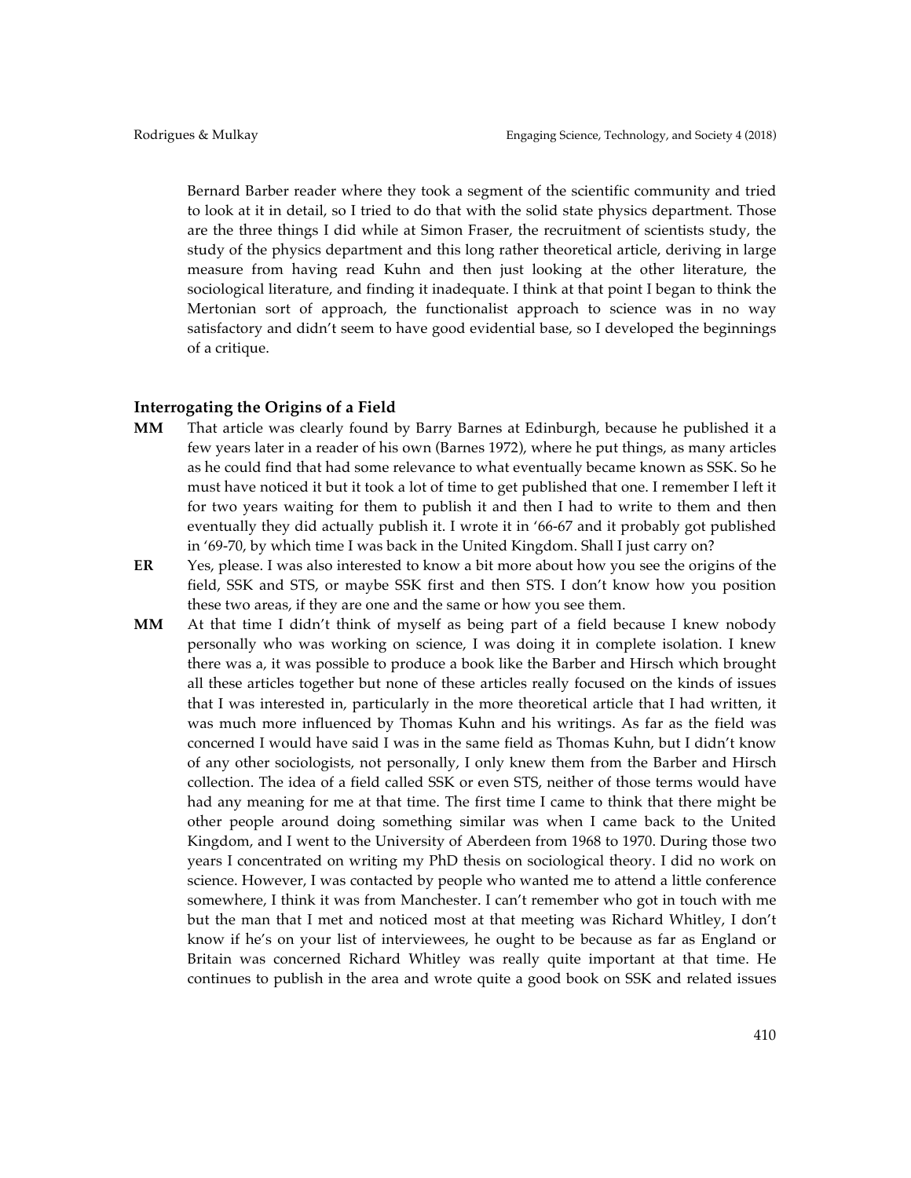Bernard Barber reader where they took a segment of the scientific community and tried to look at it in detail, so I tried to do that with the solid state physics department. Those are the three things I did while at Simon Fraser, the recruitment of scientists study, the study of the physics department and this long rather theoretical article, deriving in large measure from having read Kuhn and then just looking at the other literature, the sociological literature, and finding it inadequate. I think at that point I began to think the Mertonian sort of approach, the functionalist approach to science was in no way satisfactory and didn't seem to have good evidential base, so I developed the beginnings of a critique.

## Interrogating the Origins of a Field

**MM** That article was clearly found by Barry Barnes at Edinburgh, because he published it a few years later in a reader of his own (Barnes 1972), where he put things, as many articles as he could find that had some relevance to what eventually became known as SSK. So he must have noticed it but it took a lot of time to get published that one. I remember I left it for two years waiting for them to publish it and then I had to write to them and then eventually they did actually publish it. I wrote it in '66-67 and it probably got published in '69-70, by which time I was back in the United Kingdom. Shall I just carry on?

**ER** Yes, please. I was also interested to know a bit more about how you see the origins of the field, SSK and STS, or maybe SSK first and then STS. I don't know how you position these two areas, if they are one and the same or how you see them.

**MM** At that time I didn't think of myself as being part of a field because I knew nobody personally who was working on science, I was doing it in complete isolation. I knew there was a, it was possible to produce a book like the Barber and Hirsch which brought all these articles together but none of these articles really focused on the kinds of issues that I was interested in, particularly in the more theoretical article that I had written, it was much more influenced by Thomas Kuhn and his writings. As far as the field was concerned I would have said I was in the same field as Thomas Kuhn, but I didn't know of any other sociologists, not personally, I only knew them from the Barber and Hirsch collection. The idea of a field called SSK or even STS, neither of those terms would have had any meaning for me at that time. The first time I came to think that there might be other people around doing something similar was when I came back to the United Kingdom, and I went to the University of Aberdeen from 1968 to 1970. During those two years I concentrated on writing my PhD thesis on sociological theory. I did no work on science. However, I was contacted by people who wanted me to attend a little conference somewhere, I think it was from Manchester. I can't remember who got in touch with me but the man that I met and noticed most at that meeting was Richard Whitley, I don't know if he's on your list of interviewees, he ought to be because as far as England or Britain was concerned Richard Whitley was really quite important at that time. He continues to publish in the area and wrote quite a good book on SSK and related issues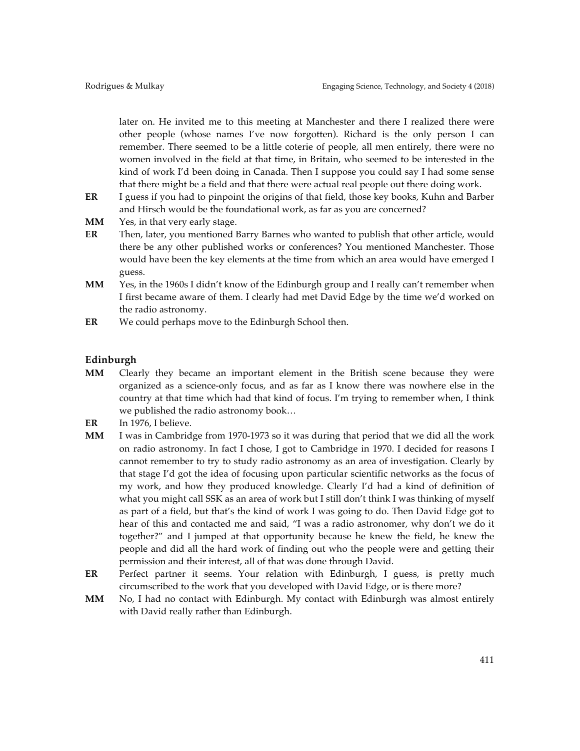later on. He invited me to this meeting at Manchester and there I realized there were other people (whose names I've now forgotten). Richard is the only person I can remember. There seemed to be a little coterie of people, all men entirely, there were no women involved in the field at that time, in Britain, who seemed to be interested in the kind of work I'd been doing in Canada. Then I suppose you could say I had some sense that there might be a field and that there were actual real people out there doing work.

**ER** I guess if you had to pinpoint the origins of that field, those key books, Kuhn and Barber and Hirsch would be the foundational work, as far as you are concerned?

**MM** Yes, in that very early stage.

**ER** Then, later, you mentioned Barry Barnes who wanted to publish that other article, would there be any other published works or conferences? You mentioned Manchester. Those would have been the key elements at the time from which an area would have emerged I guess.

**MM** Yes, in the 1960s I didn't know of the Edinburgh group and I really can't remember when I first became aware of them. I clearly had met David Edge by the time we'd worked on the radio astronomy.

**ER** We could perhaps move to the Edinburgh School then.

## Edinburgh

**MM** Clearly they became an important element in the British scene because they were organized as a science-only focus, and as far as I know there was nowhere else in the country at that time which had that kind of focus. I'm trying to remember when, I think we published the radio astronomy book…

**ER** In 1976, I believe.

**MM** I was in Cambridge from 1970-1973 so it was during that period that we did all the work on radio astronomy. In fact I chose, I got to Cambridge in 1970. I decided for reasons I cannot remember to try to study radio astronomy as an area of investigation. Clearly by that stage I'd got the idea of focusing upon particular scientific networks as the focus of my work, and how they produced knowledge. Clearly I'd had a kind of definition of what you might call SSK as an area of work but I still don't think I was thinking of myself as part of a field, but that's the kind of work I was going to do. Then David Edge got to hear of this and contacted me and said, "I was a radio astronomer, why don't we do it together?" and I jumped at that opportunity because he knew the field, he knew the people and did all the hard work of finding out who the people were and getting their permission and their interest, all of that was done through David.

**ER** Perfect partner it seems. Your relation with Edinburgh, I guess, is pretty much circumscribed to the work that you developed with David Edge, or is there more?

**MM** No, I had no contact with Edinburgh. My contact with Edinburgh was almost entirely with David really rather than Edinburgh.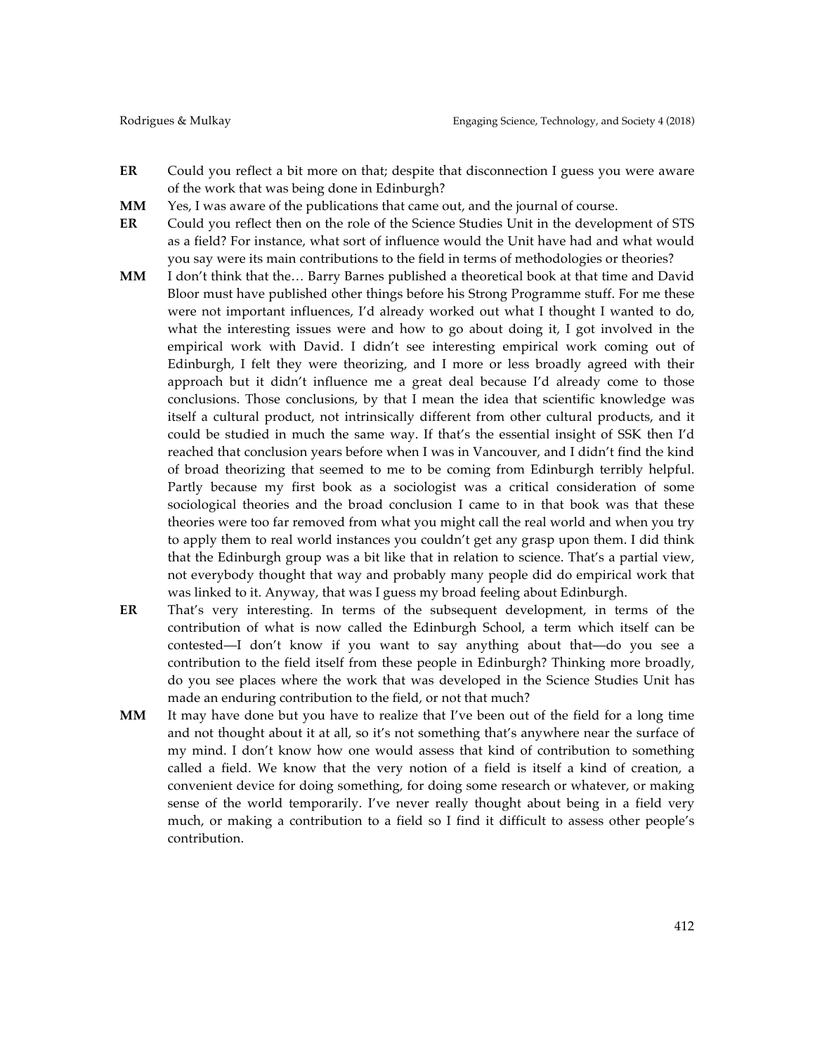**ER** Could you reflect a bit more on that; despite that disconnection I guess you were aware of the work that was being done in Edinburgh?

**MM** Yes, I was aware of the publications that came out, and the journal of course.

**ER** Could you reflect then on the role of the Science Studies Unit in the development of STS as a field? For instance, what sort of influence would the Unit have had and what would you say were its main contributions to the field in terms of methodologies or theories?

**MM** I don't think that the… Barry Barnes published a theoretical book at that time and David Bloor must have published other things before his Strong Programme stuff. For me these were not important influences, I'd already worked out what I thought I wanted to do, what the interesting issues were and how to go about doing it, I got involved in the empirical work with David. I didn't see interesting empirical work coming out of Edinburgh, I felt they were theorizing, and I more or less broadly agreed with their approach but it didn't influence me a great deal because I'd already come to those conclusions. Those conclusions, by that I mean the idea that scientific knowledge was itself a cultural product, not intrinsically different from other cultural products, and it could be studied in much the same way. If that's the essential insight of SSK then I'd reached that conclusion years before when I was in Vancouver, and I didn't find the kind of broad theorizing that seemed to me to be coming from Edinburgh terribly helpful. Partly because my first book as a sociologist was a critical consideration of some sociological theories and the broad conclusion I came to in that book was that these theories were too far removed from what you might call the real world and when you try to apply them to real world instances you couldn't get any grasp upon them. I did think that the Edinburgh group was a bit like that in relation to science. That's a partial view, not everybody thought that way and probably many people did do empirical work that was linked to it. Anyway, that was I guess my broad feeling about Edinburgh.

**ER** That's very interesting. In terms of the subsequent development, in terms of the contribution of what is now called the Edinburgh School, a term which itself can be contested—I don't know if you want to say anything about that—do you see a contribution to the field itself from these people in Edinburgh? Thinking more broadly, do you see places where the work that was developed in the Science Studies Unit has made an enduring contribution to the field, or not that much?

**MM** It may have done but you have to realize that I've been out of the field for a long time and not thought about it at all, so it's not something that's anywhere near the surface of my mind. I don't know how one would assess that kind of contribution to something called a field. We know that the very notion of a field is itself a kind of creation, a convenient device for doing something, for doing some research or whatever, or making sense of the world temporarily. I've never really thought about being in a field very much, or making a contribution to a field so I find it difficult to assess other people's contribution.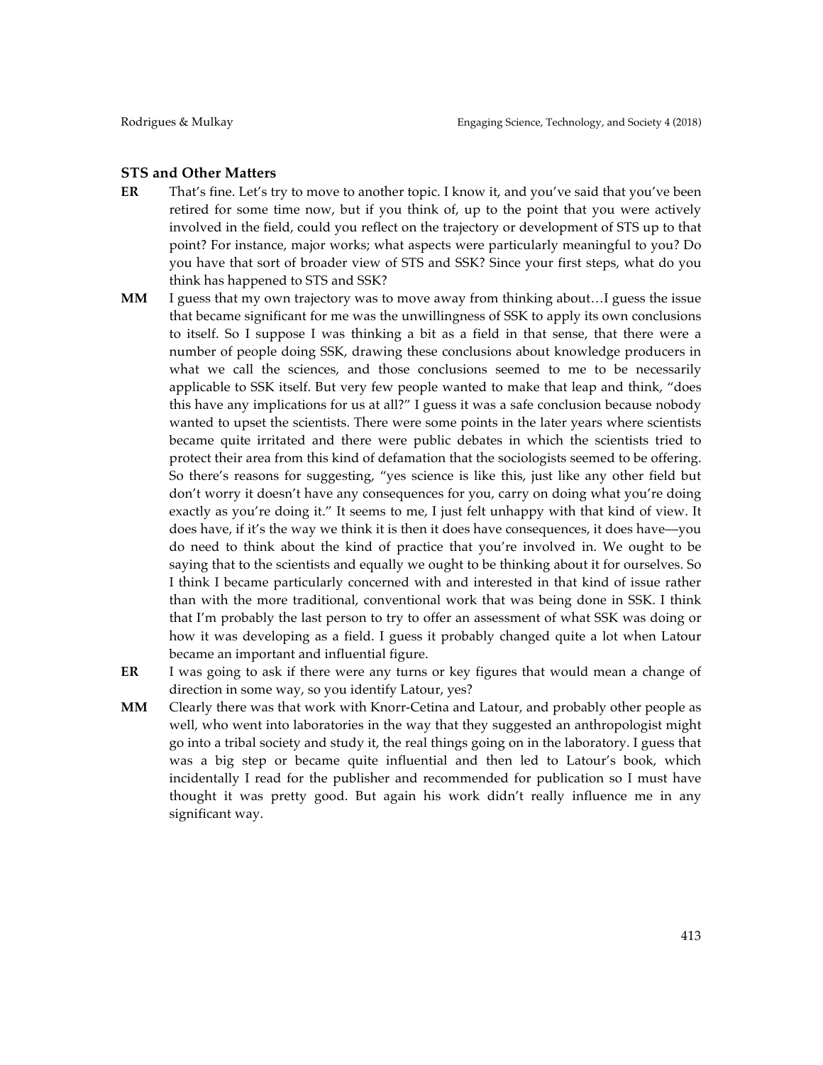### STS and Other Matters

**ER** That's fine. Let's try to move to another topic. I know it, and you've said that you've been retired for some time now, but if you think of, up to the point that you were actively involved in the field, could you reflect on the trajectory or development of STS up to that point? For instance, major works; what aspects were particularly meaningful to you? Do you have that sort of broader view of STS and SSK? Since your first steps, what do you think has happened to STS and SSK?

**MM** I guess that my own trajectory was to move away from thinking about…I guess the issue that became significant for me was the unwillingness of SSK to apply its own conclusions to itself. So I suppose I was thinking a bit as a field in that sense, that there were a number of people doing SSK, drawing these conclusions about knowledge producers in what we call the sciences, and those conclusions seemed to me to be necessarily applicable to SSK itself. But very few people wanted to make that leap and think, "does this have any implications for us at all?" I guess it was a safe conclusion because nobody wanted to upset the scientists. There were some points in the later years where scientists became quite irritated and there were public debates in which the scientists tried to protect their area from this kind of defamation that the sociologists seemed to be offering. So there's reasons for suggesting, "yes science is like this, just like any other field but don't worry it doesn't have any consequences for you, carry on doing what you're doing exactly as you're doing it." It seems to me, I just felt unhappy with that kind of view. It does have, if it's the way we think it is then it does have consequences, it does have—you do need to think about the kind of practice that you're involved in. We ought to be saying that to the scientists and equally we ought to be thinking about it for ourselves. So I think I became particularly concerned with and interested in that kind of issue rather than with the more traditional, conventional work that was being done in SSK. I think that I'm probably the last person to try to offer an assessment of what SSK was doing or how it was developing as a field. I guess it probably changed quite a lot when Latour became an important and influential figure.

**ER** I was going to ask if there were any turns or key figures that would mean a change of direction in some way, so you identify Latour, yes?

**MM** Clearly there was that work with Knorr-Cetina and Latour, and probably other people as well, who went into laboratories in the way that they suggested an anthropologist might go into a tribal society and study it, the real things going on in the laboratory. I guess that was a big step or became quite influential and then led to Latour's book, which incidentally I read for the publisher and recommended for publication so I must have thought it was pretty good. But again his work didn't really influence me in any significant way.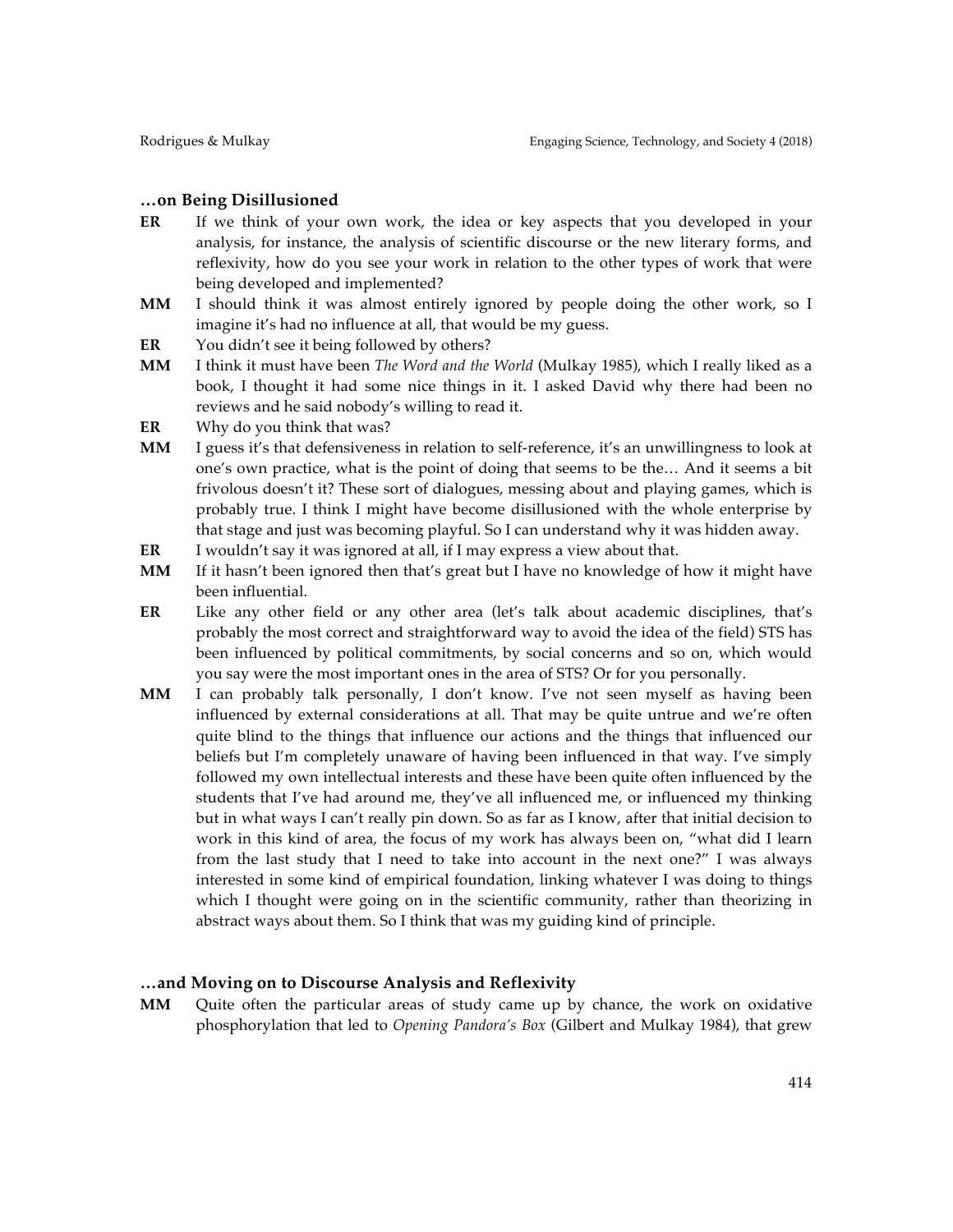### …on Being Disillusioned

**ER** If we think of your own work, the idea or key aspects that you developed in your analysis, for instance, the analysis of scientific discourse or the new literary forms, and reflexivity, how do you see your work in relation to the other types of work that were being developed and implemented?

**MM** I should think it was almost entirely ignored by people doing the other work, so I imagine it's had no influence at all, that would be my guess.

**ER** You didn't see it being followed by others?

**MM** I think it must have been *The Word and the World* (Mulkay 1985), which I really liked as a book, I thought it had some nice things in it. I asked David why there had been no reviews and he said nobody's willing to read it.

**ER** Why do you think that was?

**MM** I guess it's that defensiveness in relation to self-reference, it's an unwillingness to look at one's own practice, what is the point of doing that seems to be the… And it seems a bit frivolous doesn't it? These sort of dialogues, messing about and playing games, which is probably true. I think I might have become disillusioned with the whole enterprise by that stage and just was becoming playful. So I can understand why it was hidden away.

**ER** I wouldn't say it was ignored at all, if I may express a view about that.

**MM** If it hasn't been ignored then that's great but I have no knowledge of how it might have been influential.

**ER** Like any other field or any other area (let's talk about academic disciplines, that's probably the most correct and straightforward way to avoid the idea of the field) STS has been influenced by political commitments, by social concerns and so on, which would you say were the most important ones in the area of STS? Or for you personally.

**MM** I can probably talk personally, I don't know. I've not seen myself as having been influenced by external considerations at all. That may be quite untrue and we're often quite blind to the things that influence our actions and the things that influenced our beliefs but I'm completely unaware of having been influenced in that way. I've simply followed my own intellectual interests and these have been quite often influenced by the students that I've had around me, they've all influenced me, or influenced my thinking but in what ways I can't really pin down. So as far as I know, after that initial decision to work in this kind of area, the focus of my work has always been on, "what did I learn from the last study that I need to take into account in the next one?" I was always interested in some kind of empirical foundation, linking whatever I was doing to things which I thought were going on in the scientific community, rather than theorizing in abstract ways about them. So I think that was my guiding kind of principle.

### …and Moving on to Discourse Analysis and Reflexivity

**MM** Quite often the particular areas of study came up by chance, the work on oxidative phosphorylation that led to *Opening Pandora's Box* (Gilbert and Mulkay 1984), that grew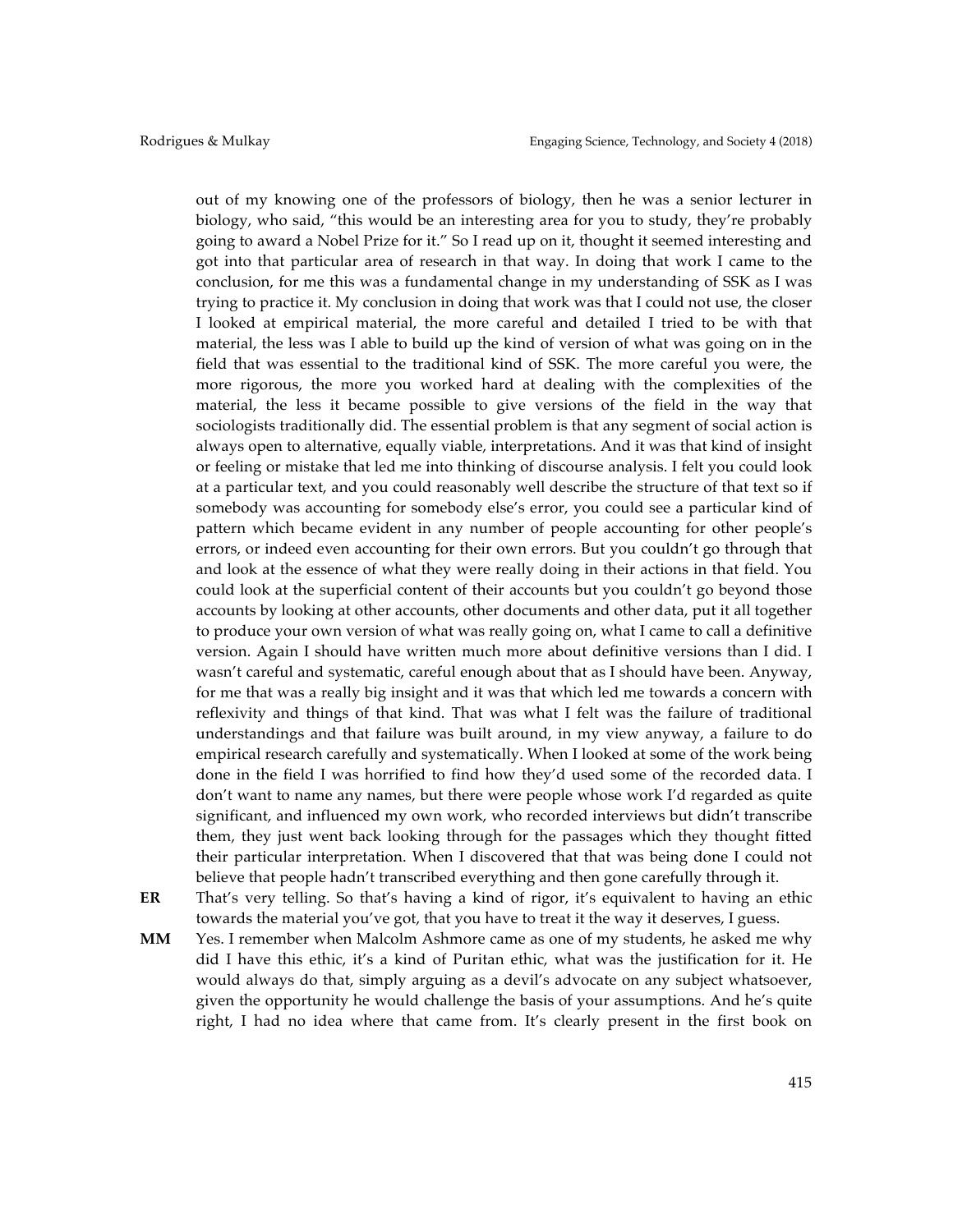out of my knowing one of the professors of biology, then he was a senior lecturer in biology, who said, "this would be an interesting area for you to study, they're probably going to award a Nobel Prize for it." So I read up on it, thought it seemed interesting and got into that particular area of research in that way. In doing that work I came to the conclusion, for me this was a fundamental change in my understanding of SSK as I was trying to practice it. My conclusion in doing that work was that I could not use, the closer I looked at empirical material, the more careful and detailed I tried to be with that material, the less was I able to build up the kind of version of what was going on in the field that was essential to the traditional kind of SSK. The more careful you were, the more rigorous, the more you worked hard at dealing with the complexities of the material, the less it became possible to give versions of the field in the way that sociologists traditionally did. The essential problem is that any segment of social action is always open to alternative, equally viable, interpretations. And it was that kind of insight or feeling or mistake that led me into thinking of discourse analysis. I felt you could look at a particular text, and you could reasonably well describe the structure of that text so if somebody was accounting for somebody else's error, you could see a particular kind of pattern which became evident in any number of people accounting for other people's errors, or indeed even accounting for their own errors. But you couldn't go through that and look at the essence of what they were really doing in their actions in that field. You could look at the superficial content of their accounts but you couldn't go beyond those accounts by looking at other accounts, other documents and other data, put it all together to produce your own version of what was really going on, what I came to call a definitive version. Again I should have written much more about definitive versions than I did. I wasn't careful and systematic, careful enough about that as I should have been. Anyway, for me that was a really big insight and it was that which led me towards a concern with reflexivity and things of that kind. That was what I felt was the failure of traditional understandings and that failure was built around, in my view anyway, a failure to do empirical research carefully and systematically. When I looked at some of the work being done in the field I was horrified to find how they'd used some of the recorded data. I don't want to name any names, but there were people whose work I'd regarded as quite significant, and influenced my own work, who recorded interviews but didn't transcribe them, they just went back looking through for the passages which they thought fitted their particular interpretation. When I discovered that that was being done I could not believe that people hadn't transcribed everything and then gone carefully through it.

**ER** That's very telling. So that's having a kind of rigor, it's equivalent to having an ethic towards the material you've got, that you have to treat it the way it deserves, I guess.

**MM** Yes. I remember when Malcolm Ashmore came as one of my students, he asked me why did I have this ethic, it's a kind of Puritan ethic, what was the justification for it. He would always do that, simply arguing as a devil's advocate on any subject whatsoever, given the opportunity he would challenge the basis of your assumptions. And he's quite right, I had no idea where that came from. It's clearly present in the first book on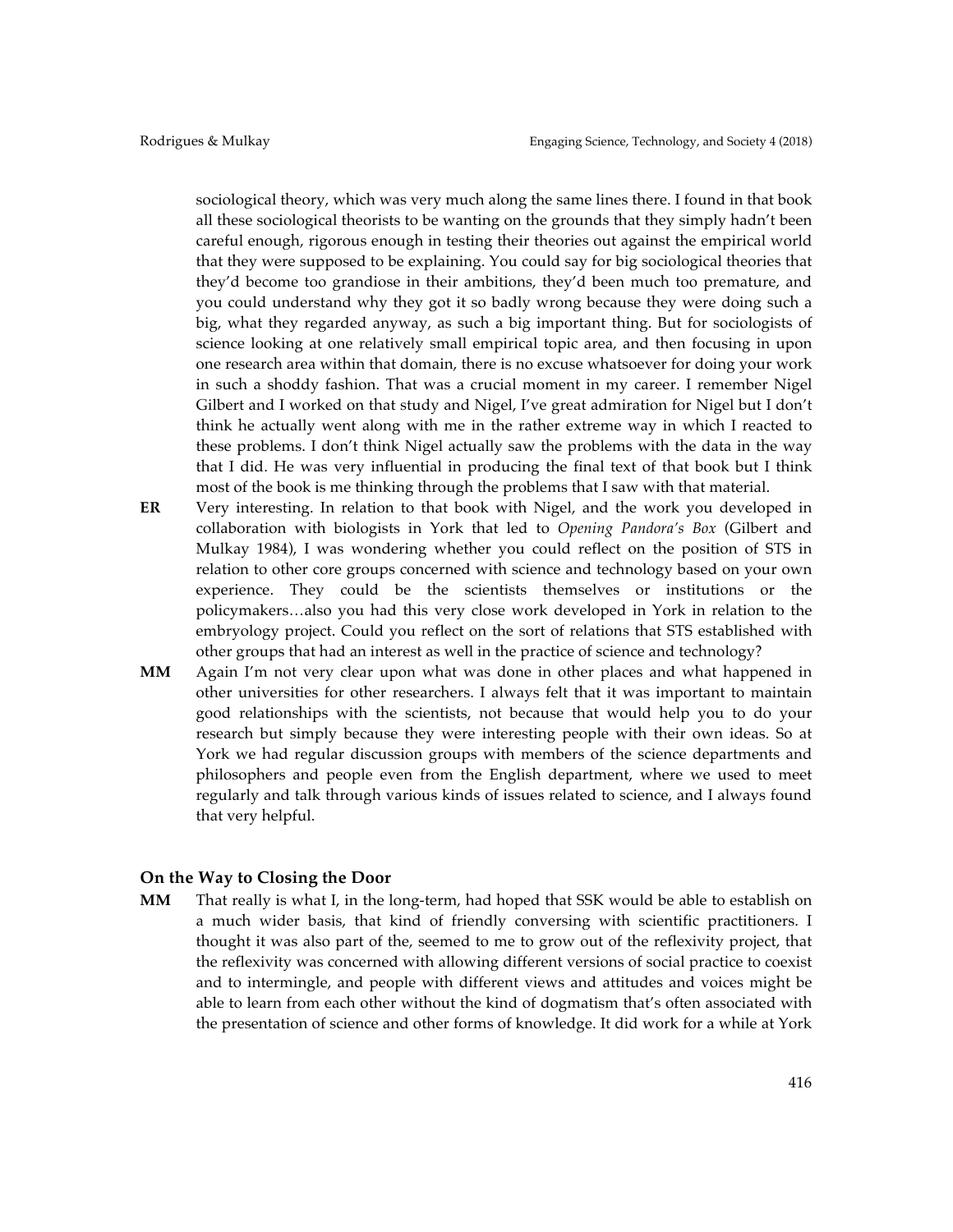sociological theory, which was very much along the same lines there. I found in that book all these sociological theorists to be wanting on the grounds that they simply hadn't been careful enough, rigorous enough in testing their theories out against the empirical world that they were supposed to be explaining. You could say for big sociological theories that they'd become too grandiose in their ambitions, they'd been much too premature, and you could understand why they got it so badly wrong because they were doing such a big, what they regarded anyway, as such a big important thing. But for sociologists of science looking at one relatively small empirical topic area, and then focusing in upon one research area within that domain, there is no excuse whatsoever for doing your work in such a shoddy fashion. That was a crucial moment in my career. I remember Nigel Gilbert and I worked on that study and Nigel, I've great admiration for Nigel but I don't think he actually went along with me in the rather extreme way in which I reacted to these problems. I don't think Nigel actually saw the problems with the data in the way that I did. He was very influential in producing the final text of that book but I think most of the book is me thinking through the problems that I saw with that material.

**ER** Very interesting. In relation to that book with Nigel, and the work you developed in collaboration with biologists in York that led to *Opening Pandora's Box* (Gilbert and Mulkay 1984), I was wondering whether you could reflect on the position of STS in relation to other core groups concerned with science and technology based on your own experience. They could be the scientists themselves or institutions or the policymakers…also you had this very close work developed in York in relation to the embryology project. Could you reflect on the sort of relations that STS established with other groups that had an interest as well in the practice of science and technology?

**MM** Again I'm not very clear upon what was done in other places and what happened in other universities for other researchers. I always felt that it was important to maintain good relationships with the scientists, not because that would help you to do your research but simply because they were interesting people with their own ideas. So at York we had regular discussion groups with members of the science departments and philosophers and people even from the English department, where we used to meet regularly and talk through various kinds of issues related to science, and I always found that very helpful.

## On the Way to Closing the Door

**MM** That really is what I, in the long-term, had hoped that SSK would be able to establish on a much wider basis, that kind of friendly conversing with scientific practitioners. I thought it was also part of the, seemed to me to grow out of the reflexivity project, that the reflexivity was concerned with allowing different versions of social practice to coexist and to intermingle, and people with different views and attitudes and voices might be able to learn from each other without the kind of dogmatism that's often associated with the presentation of science and other forms of knowledge. It did work for a while at York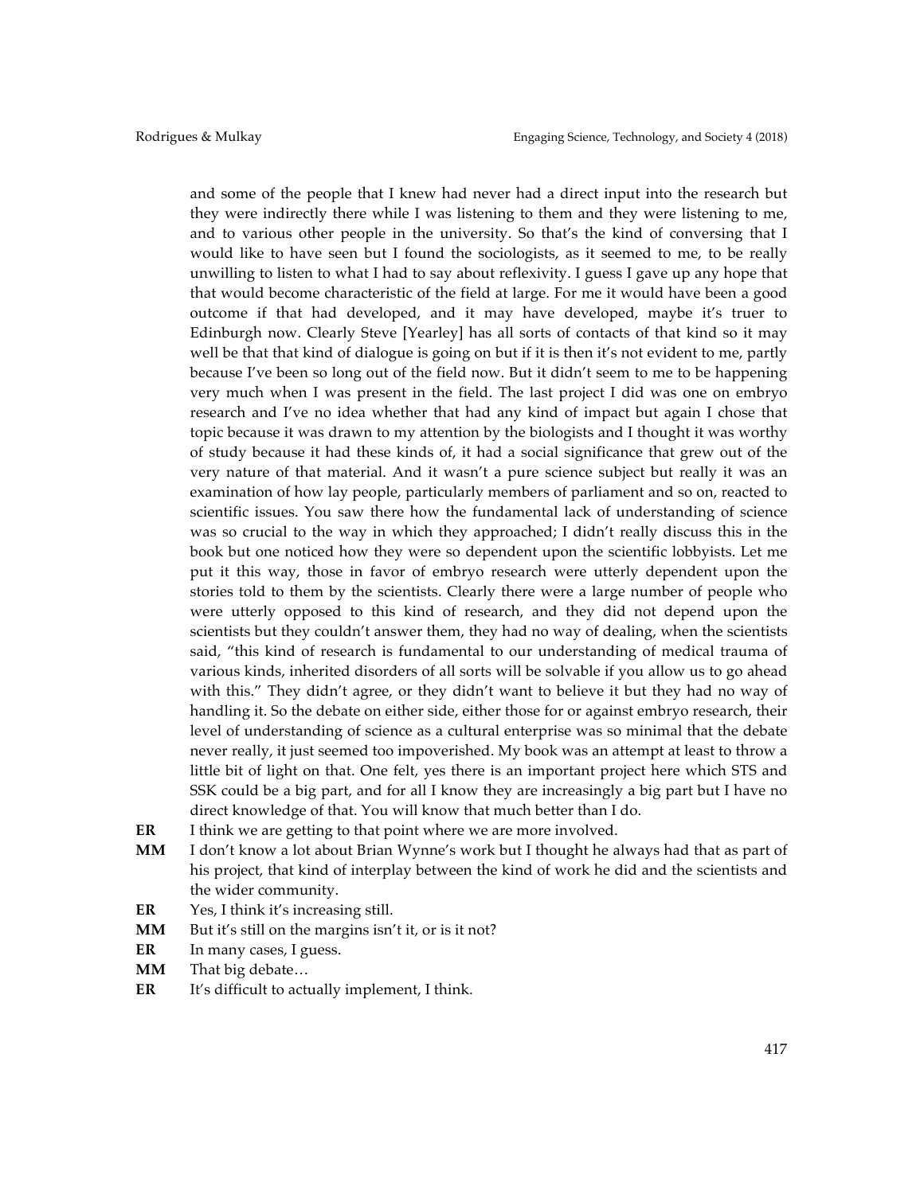and some of the people that I knew had never had a direct input into the research but they were indirectly there while I was listening to them and they were listening to me, and to various other people in the university. So that's the kind of conversing that I would like to have seen but I found the sociologists, as it seemed to me, to be really unwilling to listen to what I had to say about reflexivity. I guess I gave up any hope that that would become characteristic of the field at large. For me it would have been a good outcome if that had developed, and it may have developed, maybe it's truer to Edinburgh now. Clearly Steve [Yearley] has all sorts of contacts of that kind so it may well be that that kind of dialogue is going on but if it is then it's not evident to me, partly because I've been so long out of the field now. But it didn't seem to me to be happening very much when I was present in the field. The last project I did was one on embryo research and I've no idea whether that had any kind of impact but again I chose that topic because it was drawn to my attention by the biologists and I thought it was worthy of study because it had these kinds of, it had a social significance that grew out of the very nature of that material. And it wasn't a pure science subject but really it was an examination of how lay people, particularly members of parliament and so on, reacted to scientific issues. You saw there how the fundamental lack of understanding of science was so crucial to the way in which they approached; I didn't really discuss this in the book but one noticed how they were so dependent upon the scientific lobbyists. Let me put it this way, those in favor of embryo research were utterly dependent upon the stories told to them by the scientists. Clearly there were a large number of people who were utterly opposed to this kind of research, and they did not depend upon the scientists but they couldn't answer them, they had no way of dealing, when the scientists said, "this kind of research is fundamental to our understanding of medical trauma of various kinds, inherited disorders of all sorts will be solvable if you allow us to go ahead with this." They didn't agree, or they didn't want to believe it but they had no way of handling it. So the debate on either side, either those for or against embryo research, their level of understanding of science as a cultural enterprise was so minimal that the debate never really, it just seemed too impoverished. My book was an attempt at least to throw a little bit of light on that. One felt, yes there is an important project here which STS and SSK could be a big part, and for all I know they are increasingly a big part but I have no direct knowledge of that. You will know that much better than I do.

**ER** I think we are getting to that point where we are more involved.

**MM** I don't know a lot about Brian Wynne's work but I thought he always had that as part of his project, that kind of interplay between the kind of work he did and the scientists and the wider community.

**ER** Yes, I think it's increasing still.

**MM** But it's still on the margins isn't it, or is it not?

**ER** In many cases, I guess.

**MM** That big debate…

**ER** It's difficult to actually implement, I think.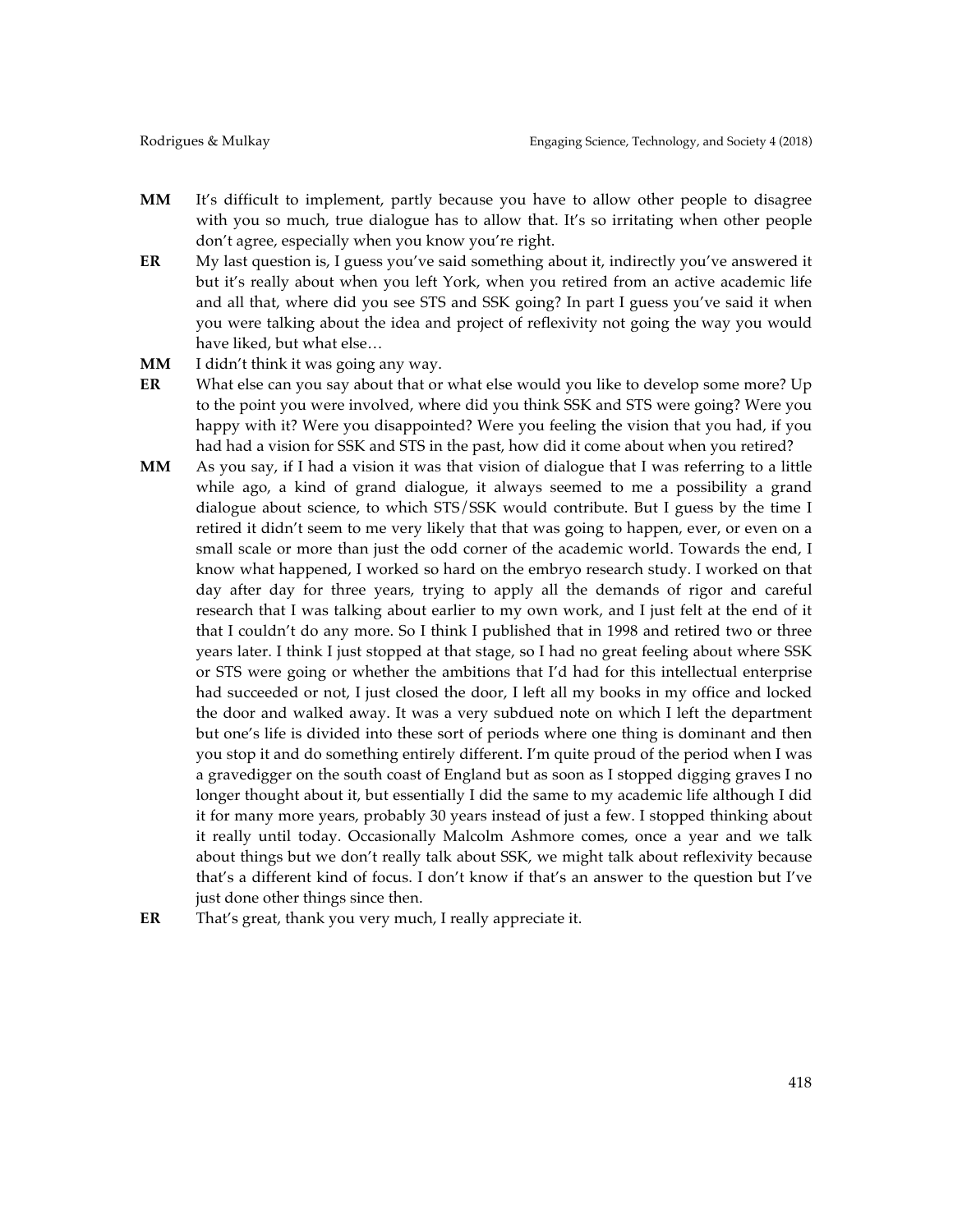**MM** It's difficult to implement, partly because you have to allow other people to disagree with you so much, true dialogue has to allow that. It's so irritating when other people don't agree, especially when you know you're right.

**ER** My last question is, I guess you've said something about it, indirectly you've answered it but it's really about when you left York, when you retired from an active academic life and all that, where did you see STS and SSK going? In part I guess you've said it when you were talking about the idea and project of reflexivity not going the way you would have liked, but what else…

**MM** I didn't think it was going any way.

**ER** What else can you say about that or what else would you like to develop some more? Up to the point you were involved, where did you think SSK and STS were going? Were you happy with it? Were you disappointed? Were you feeling the vision that you had, if you had had a vision for SSK and STS in the past, how did it come about when you retired?

**MM** As you say, if I had a vision it was that vision of dialogue that I was referring to a little while ago, a kind of grand dialogue, it always seemed to me a possibility a grand dialogue about science, to which STS/SSK would contribute. But I guess by the time I retired it didn't seem to me very likely that that was going to happen, ever, or even on a small scale or more than just the odd corner of the academic world. Towards the end, I know what happened, I worked so hard on the embryo research study. I worked on that day after day for three years, trying to apply all the demands of rigor and careful research that I was talking about earlier to my own work, and I just felt at the end of it that I couldn't do any more. So I think I published that in 1998 and retired two or three years later. I think I just stopped at that stage, so I had no great feeling about where SSK or STS were going or whether the ambitions that I'd had for this intellectual enterprise had succeeded or not, I just closed the door, I left all my books in my office and locked the door and walked away. It was a very subdued note on which I left the department but one's life is divided into these sort of periods where one thing is dominant and then you stop it and do something entirely different. I'm quite proud of the period when I was a gravedigger on the south coast of England but as soon as I stopped digging graves I no longer thought about it, but essentially I did the same to my academic life although I did it for many more years, probably 30 years instead of just a few. I stopped thinking about it really until today. Occasionally Malcolm Ashmore comes, once a year and we talk about things but we don't really talk about SSK, we might talk about reflexivity because that's a different kind of focus. I don't know if that's an answer to the question but I've just done other things since then.

**ER** That's great, thank you very much, I really appreciate it.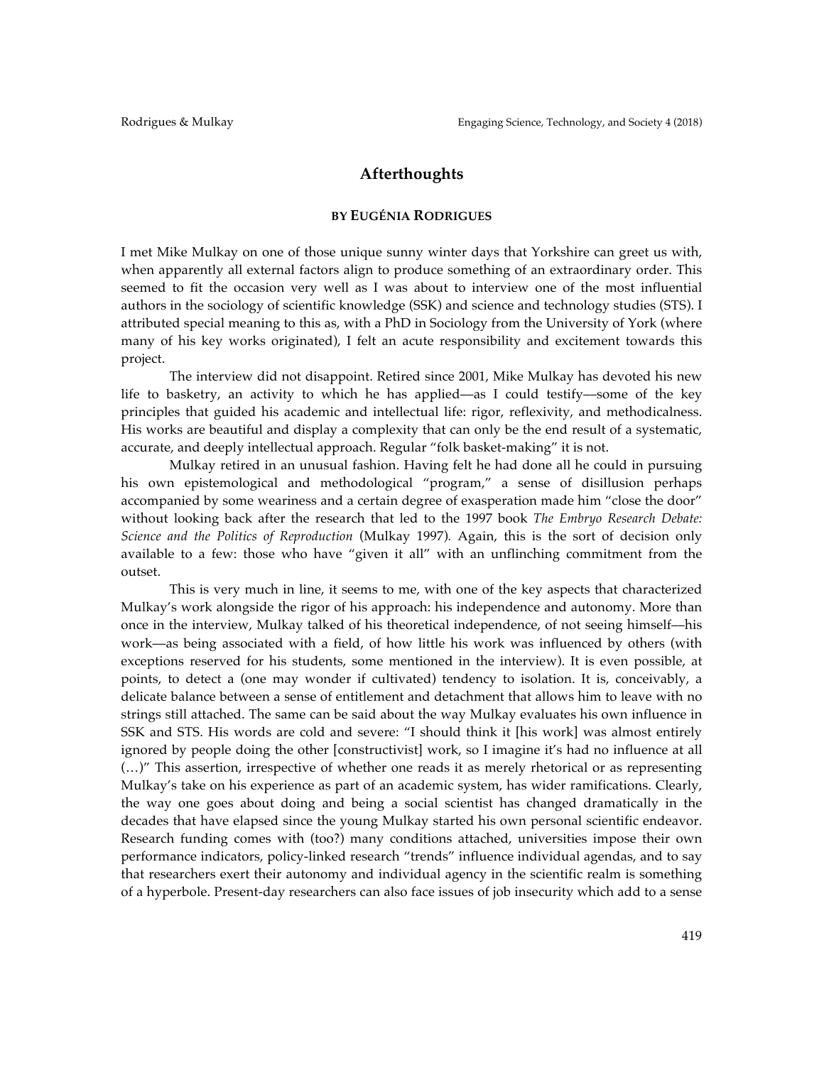## Afterthoughts

### BY EUGÉNIA RODRIGUES

I met Mike Mulkay on one of those unique sunny winter days that Yorkshire can greet us with, when apparently all external factors align to produce something of an extraordinary order. This seemed to fit the occasion very well as I was about to interview one of the most influential authors in the sociology of scientific knowledge (SSK) and science and technology studies (STS). I attributed special meaning to this as, with a PhD in Sociology from the University of York (where many of his key works originated), I felt an acute responsibility and excitement towards this project.

The interview did not disappoint. Retired since 2001, Mike Mulkay has devoted his new life to basketry, an activity to which he has applied—as I could testify—some of the key principles that guided his academic and intellectual life: rigor, reflexivity, and methodicalness. His works are beautiful and display a complexity that can only be the end result of a systematic, accurate, and deeply intellectual approach. Regular "folk basket-making" it is not.

Mulkay retired in an unusual fashion. Having felt he had done all he could in pursuing his own epistemological and methodological "program," a sense of disillusion perhaps accompanied by some weariness and a certain degree of exasperation made him "close the door" without looking back after the research that led to the 1997 book *The Embryo Research Debate: Science and the Politics of Reproduction* (Mulkay 1997). Again, this is the sort of decision only available to a few: those who have "given it all" with an unflinching commitment from the outset.

This is very much in line, it seems to me, with one of the key aspects that characterized Mulkay's work alongside the rigor of his approach: his independence and autonomy. More than once in the interview, Mulkay talked of his theoretical independence, of not seeing himself—his work—as being associated with a field, of how little his work was influenced by others (with exceptions reserved for his students, some mentioned in the interview). It is even possible, at points, to detect a (one may wonder if cultivated) tendency to isolation. It is, conceivably, a delicate balance between a sense of entitlement and detachment that allows him to leave with no strings still attached. The same can be said about the way Mulkay evaluates his own influence in SSK and STS. His words are cold and severe: "I should think it [his work] was almost entirely ignored by people doing the other [constructivist] work, so I imagine it's had no influence at all (…)" This assertion, irrespective of whether one reads it as merely rhetorical or as representing Mulkay's take on his experience as part of an academic system, has wider ramifications. Clearly, the way one goes about doing and being a social scientist has changed dramatically in the decades that have elapsed since the young Mulkay started his own personal scientific endeavor. Research funding comes with (too?) many conditions attached, universities impose their own performance indicators, policy-linked research "trends" influence individual agendas, and to say that researchers exert their autonomy and individual agency in the scientific realm is something of a hyperbole. Present-day researchers can also face issues of job insecurity which add to a sense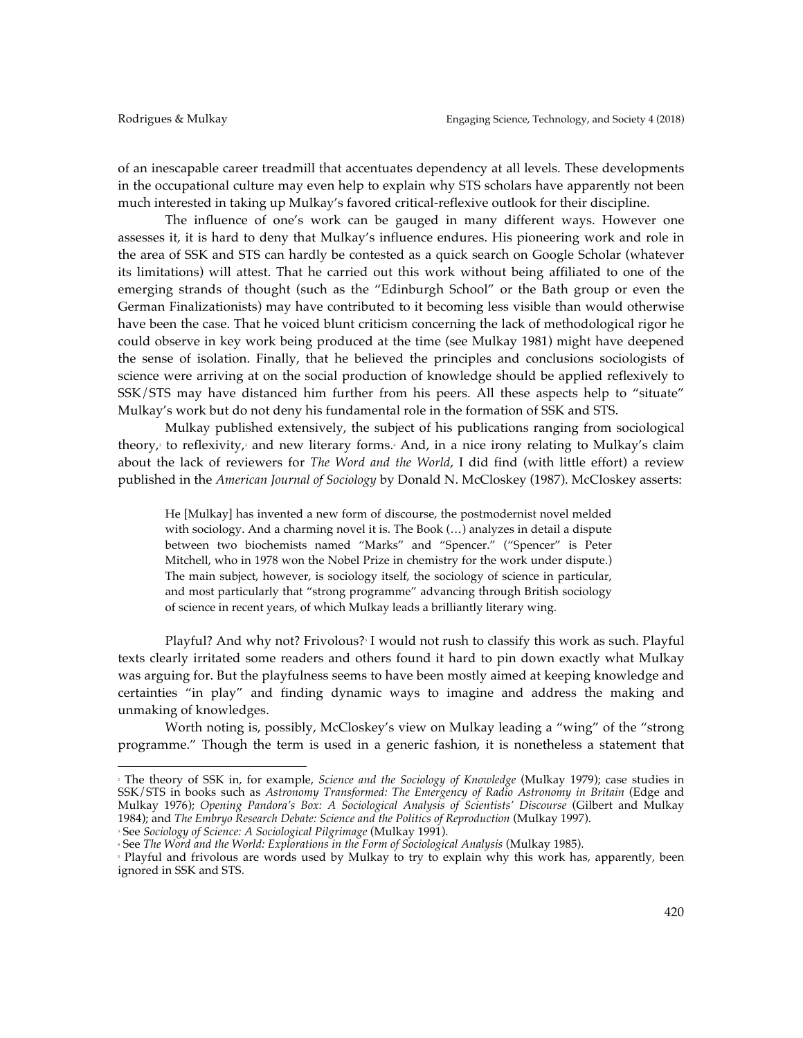of an inescapable career treadmill that accentuates dependency at all levels. These developments in the occupational culture may even help to explain why STS scholars have apparently not been much interested in taking up Mulkay's favored critical-reflexive outlook for their discipline.

The influence of one's work can be gauged in many different ways. However one assesses it, it is hard to deny that Mulkay's influence endures. His pioneering work and role in the area of SSK and STS can hardly be contested as a quick search on Google Scholar (whatever its limitations) will attest. That he carried out this work without being affiliated to one of the emerging strands of thought (such as the "Edinburgh School" or the Bath group or even the German Finalizationists) may have contributed to it becoming less visible than would otherwise have been the case. That he voiced blunt criticism concerning the lack of methodological rigor he could observe in key work being produced at the time (see Mulkay 1981) might have deepened the sense of isolation. Finally, that he believed the principles and conclusions sociologists of science were arriving at on the social production of knowledge should be applied reflexively to SSK/STS may have distanced him further from his peers. All these aspects help to "situate" Mulkay's work but do not deny his fundamental role in the formation of SSK and STS.

Mulkay published extensively, the subject of his publications ranging from sociological theory,[2] to reflexivity,[3] and new literary forms.[4] And, in a nice irony relating to Mulkay's claim about the lack of reviewers for *The Word and the World*, I did find (with little effort) a review published in the *American Journal of Sociology* by Donald N. McCloskey (1987). McCloskey asserts:

> He [Mulkay] has invented a new form of discourse, the postmodernist novel melded with sociology. And a charming novel it is. The Book (…) analyzes in detail a dispute between two biochemists named "Marks" and "Spencer." ("Spencer" is Peter Mitchell, who in 1978 won the Nobel Prize in chemistry for the work under dispute.) The main subject, however, is sociology itself, the sociology of science in particular, and most particularly that "strong programme" advancing through British sociology of science in recent years, of which Mulkay leads a brilliantly literary wing.

Playful? And why not? Frivolous?[5] I would not rush to classify this work as such. Playful texts clearly irritated some readers and others found it hard to pin down exactly what Mulkay was arguing for. But the playfulness seems to have been mostly aimed at keeping knowledge and certainties "in play" and finding dynamic ways to imagine and address the making and unmaking of knowledges.

Worth noting is, possibly, McCloskey's view on Mulkay leading a "wing" of the "strong programme." Though the term is used in a generic fashion, it is nonetheless a statement that

---

[2] The theory of SSK in, for example, *Science and the Sociology of Knowledge* (Mulkay 1979); case studies in SSK/STS in books such as *Astronomy Transformed: The Emergency of Radio Astronomy in Britain* (Edge and Mulkay 1976); *Opening Pandora's Box: A Sociological Analysis of Scientists' Discourse* (Gilbert and Mulkay 1984); and *The Embryo Research Debate: Science and the Politics of Reproduction* (Mulkay 1997).

[3] See *Sociology of Science: A Sociological Pilgrimage* (Mulkay 1991).

[4] See *The Word and the World: Explorations in the Form of Sociological Analysis* (Mulkay 1985).

[5] Playful and frivolous are words used by Mulkay to try to explain why this work has, apparently, been ignored in SSK and STS.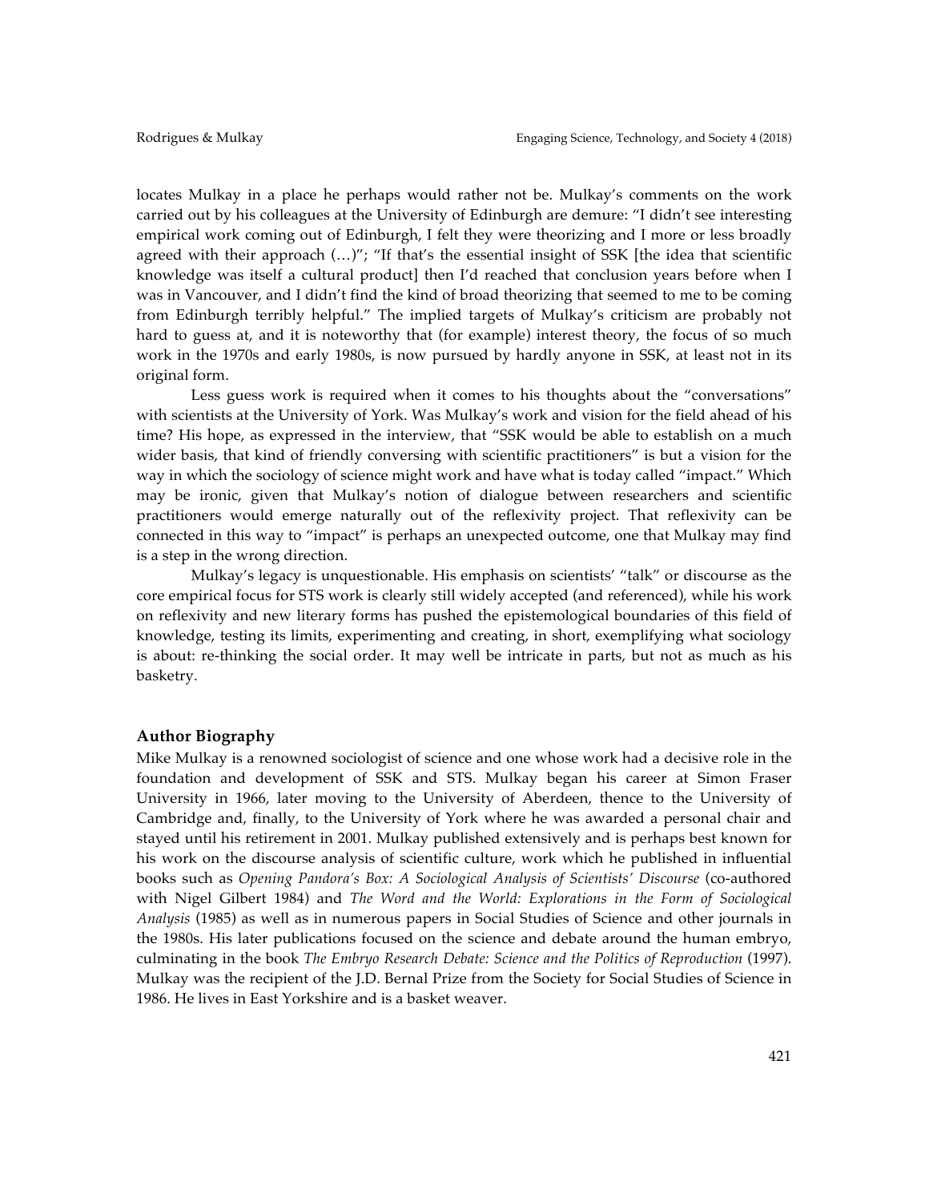locates Mulkay in a place he perhaps would rather not be. Mulkay's comments on the work carried out by his colleagues at the University of Edinburgh are demure: "I didn't see interesting empirical work coming out of Edinburgh, I felt they were theorizing and I more or less broadly agreed with their approach (…)"; "If that's the essential insight of SSK [the idea that scientific knowledge was itself a cultural product] then I'd reached that conclusion years before when I was in Vancouver, and I didn't find the kind of broad theorizing that seemed to me to be coming from Edinburgh terribly helpful." The implied targets of Mulkay's criticism are probably not hard to guess at, and it is noteworthy that (for example) interest theory, the focus of so much work in the 1970s and early 1980s, is now pursued by hardly anyone in SSK, at least not in its original form.

Less guess work is required when it comes to his thoughts about the "conversations" with scientists at the University of York. Was Mulkay's work and vision for the field ahead of his time? His hope, as expressed in the interview, that "SSK would be able to establish on a much wider basis, that kind of friendly conversing with scientific practitioners" is but a vision for the way in which the sociology of science might work and have what is today called "impact." Which may be ironic, given that Mulkay's notion of dialogue between researchers and scientific practitioners would emerge naturally out of the reflexivity project. That reflexivity can be connected in this way to "impact" is perhaps an unexpected outcome, one that Mulkay may find is a step in the wrong direction.

Mulkay's legacy is unquestionable. His emphasis on scientists' "talk" or discourse as the core empirical focus for STS work is clearly still widely accepted (and referenced), while his work on reflexivity and new literary forms has pushed the epistemological boundaries of this field of knowledge, testing its limits, experimenting and creating, in short, exemplifying what sociology is about: re-thinking the social order. It may well be intricate in parts, but not as much as his basketry.

## Author Biography

Mike Mulkay is a renowned sociologist of science and one whose work had a decisive role in the foundation and development of SSK and STS. Mulkay began his career at Simon Fraser University in 1966, later moving to the University of Aberdeen, thence to the University of Cambridge and, finally, to the University of York where he was awarded a personal chair and stayed until his retirement in 2001. Mulkay published extensively and is perhaps best known for his work on the discourse analysis of scientific culture, work which he published in influential books such as *Opening Pandora's Box: A Sociological Analysis of Scientists' Discourse* (co-authored with Nigel Gilbert 1984) and *The Word and the World: Explorations in the Form of Sociological Analysis* (1985) as well as in numerous papers in Social Studies of Science and other journals in the 1980s. His later publications focused on the science and debate around the human embryo, culminating in the book *The Embryo Research Debate: Science and the Politics of Reproduction* (1997). Mulkay was the recipient of the J.D. Bernal Prize from the Society for Social Studies of Science in 1986. He lives in East Yorkshire and is a basket weaver.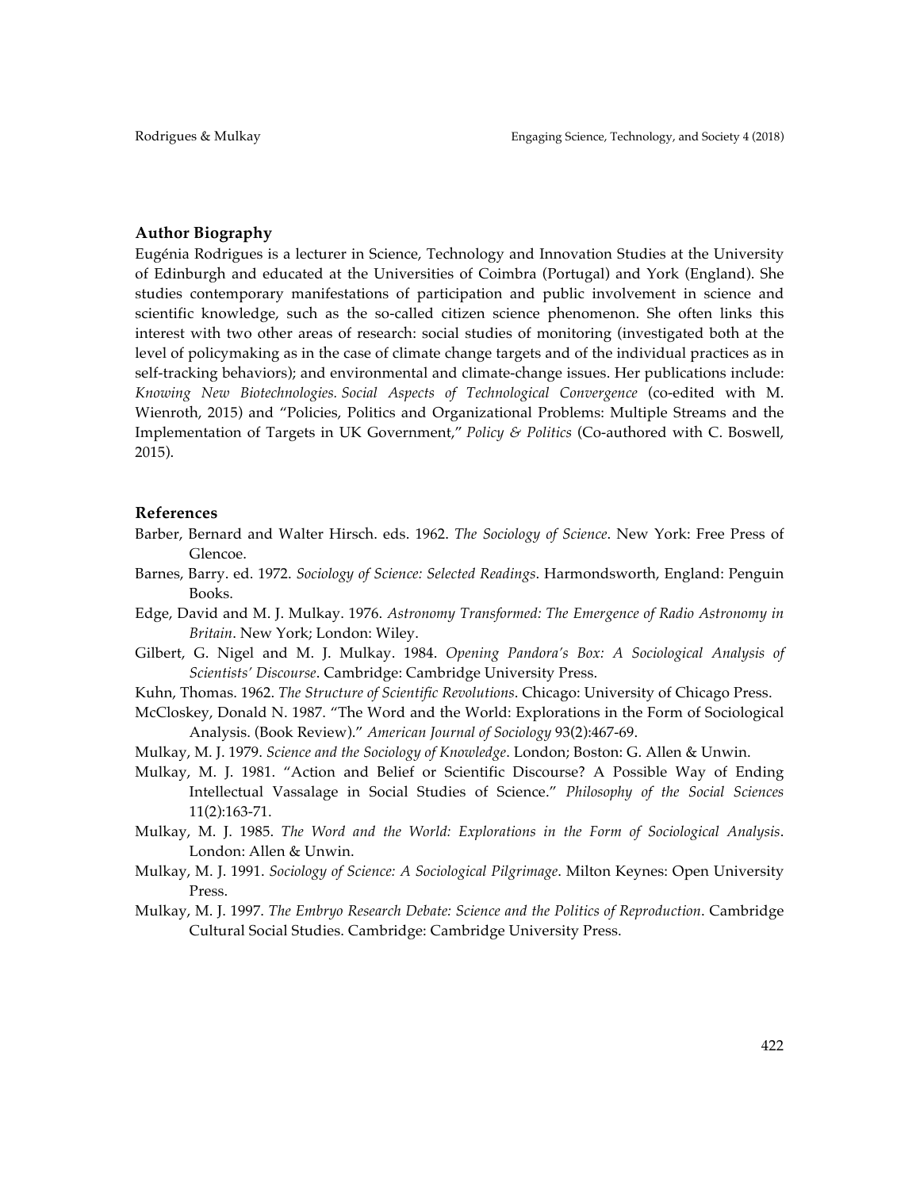## Author Biography

Eugénia Rodrigues is a lecturer in Science, Technology and Innovation Studies at the University of Edinburgh and educated at the Universities of Coimbra (Portugal) and York (England). She studies contemporary manifestations of participation and public involvement in science and scientific knowledge, such as the so-called citizen science phenomenon. She often links this interest with two other areas of research: social studies of monitoring (investigated both at the level of policymaking as in the case of climate change targets and of the individual practices as in self-tracking behaviors); and environmental and climate-change issues. Her publications include: *Knowing New Biotechnologies. Social Aspects of Technological Convergence* (co-edited with M. Wienroth, 2015) and "Policies, Politics and Organizational Problems: Multiple Streams and the Implementation of Targets in UK Government," *Policy & Politics* (Co-authored with C. Boswell, 2015).

## References

Barber, Bernard and Walter Hirsch. eds. 1962. *The Sociology of Science*. New York: Free Press of Glencoe.

Barnes, Barry. ed. 1972. *Sociology of Science: Selected Readings*. Harmondsworth, England: Penguin Books.

Edge, David and M. J. Mulkay. 1976. *Astronomy Transformed: The Emergence of Radio Astronomy in Britain*. New York; London: Wiley.

Gilbert, G. Nigel and M. J. Mulkay. 1984. *Opening Pandora's Box: A Sociological Analysis of Scientists' Discourse*. Cambridge: Cambridge University Press.

Kuhn, Thomas. 1962. *The Structure of Scientific Revolutions*. Chicago: University of Chicago Press.

McCloskey, Donald N. 1987. "The Word and the World: Explorations in the Form of Sociological Analysis. (Book Review)." *American Journal of Sociology* 93(2):467-69.

Mulkay, M. J. 1979. *Science and the Sociology of Knowledge*. London; Boston: G. Allen & Unwin.

Mulkay, M. J. 1981. "Action and Belief or Scientific Discourse? A Possible Way of Ending Intellectual Vassalage in Social Studies of Science." *Philosophy of the Social Sciences* 11(2):163-71.

Mulkay, M. J. 1985. *The Word and the World: Explorations in the Form of Sociological Analysis*. London: Allen & Unwin.

Mulkay, M. J. 1991. *Sociology of Science: A Sociological Pilgrimage*. Milton Keynes: Open University Press.

Mulkay, M. J. 1997. *The Embryo Research Debate: Science and the Politics of Reproduction*. Cambridge Cultural Social Studies. Cambridge: Cambridge University Press.